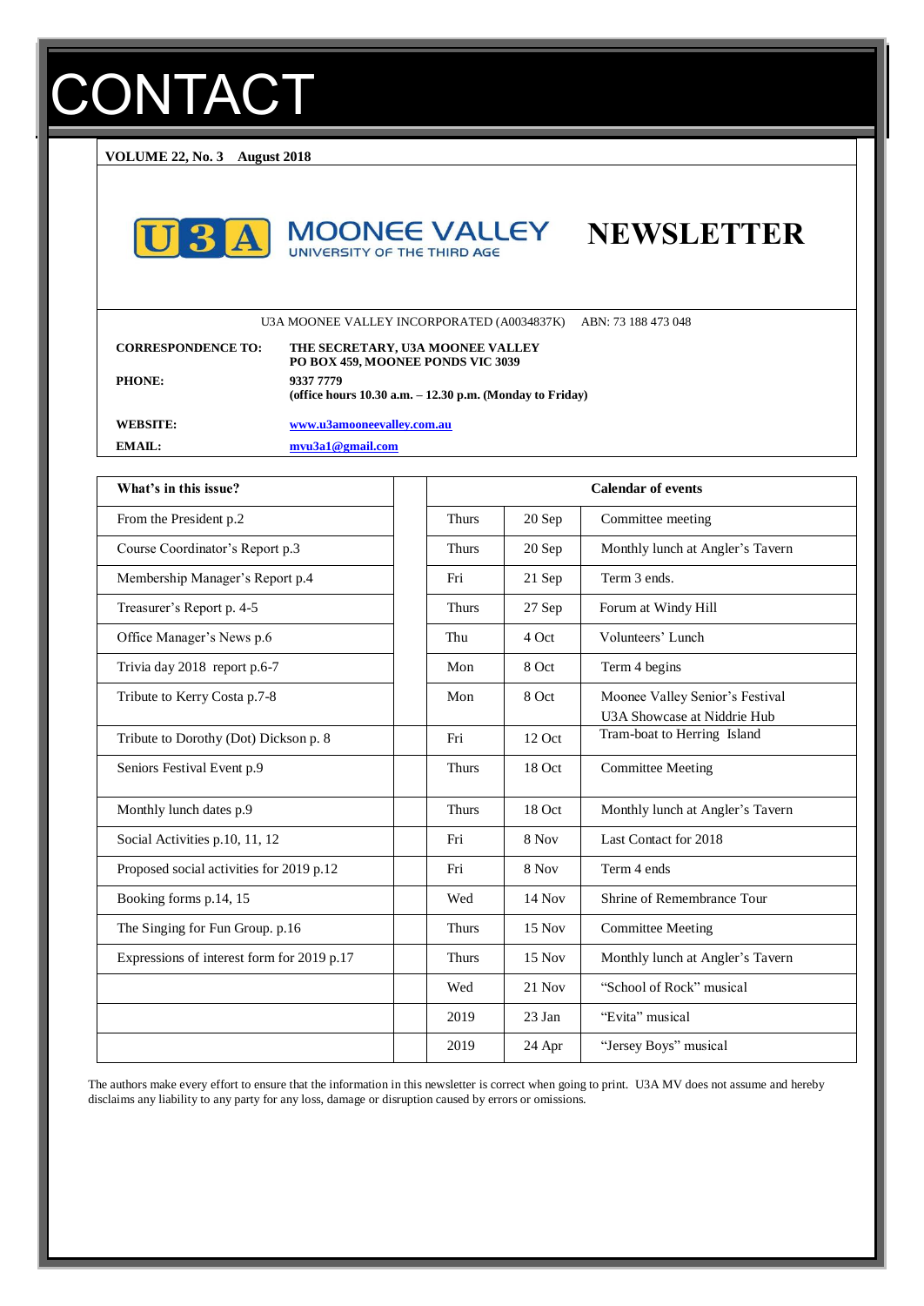# CONTACT

**VOLUME 22, No. 3 August 2018**

## MOONEE VALLEY
UNIVERSITY OF THE THIRD AGE

# NEWSLETTER

U3A MOONEE VALLEY INCORPORATED (A0034837K) ABN: 73 188 473 048

| | |
|---|---|
| **CORRESPONDENCE TO:** | **THE SECRETARY, U3A MOONEE VALLEY PO BOX 459, MOONEE PONDS VIC 3039** |
| **PHONE:** | **9337 7779 (office hours 10.30 a.m. – 12.30 p.m. (Monday to Friday)** |
| **WEBSITE:** | **www.u3amooneevalley.com.au** |
| **EMAIL:** | **mvu3a1@gmail.com** |

| What's in this issue? | | Calendar of events | |
|---|---|---|---|
| From the President p.2 | Thurs | 20 Sep | Committee meeting |
| Course Coordinator's Report p.3 | Thurs | 20 Sep | Monthly lunch at Angler's Tavern |
| Membership Manager's Report p.4 | Fri | 21 Sep | Term 3 ends. |
| Treasurer's Report p. 4-5 | Thurs | 27 Sep | Forum at Windy Hill |
| Office Manager's News p.6 | Thu | 4 Oct | Volunteers' Lunch |
| Trivia day 2018 report p.6-7 | Mon | 8 Oct | Term 4 begins |
| Tribute to Kerry Costa p.7-8 | Mon | 8 Oct | Moonee Valley Senior's Festival U3A Showcase at Niddrie Hub |
| Tribute to Dorothy (Dot) Dickson p. 8 | Fri | 12 Oct | Tram-boat to Herring Island |
| Seniors Festival Event p.9 | Thurs | 18 Oct | Committee Meeting |
| Monthly lunch dates p.9 | Thurs | 18 Oct | Monthly lunch at Angler's Tavern |
| Social Activities p.10, 11, 12 | Fri | 8 Nov | Last Contact for 2018 |
| Proposed social activities for 2019 p.12 | Fri | 8 Nov | Term 4 ends |
| Booking forms p.14, 15 | Wed | 14 Nov | Shrine of Remembrance Tour |
| The Singing for Fun Group. p.16 | Thurs | 15 Nov | Committee Meeting |
| Expressions of interest form for 2019 p.17 | Thurs | 15 Nov | Monthly lunch at Angler's Tavern |
| | Wed | 21 Nov | "School of Rock" musical |
| | 2019 | 23 Jan | "Evita" musical |
| | 2019 | 24 Apr | "Jersey Boys" musical |

The authors make every effort to ensure that the information in this newsletter is correct when going to print. U3A MV does not assume and hereby disclaims any liability to any party for any loss, damage or disruption caused by errors or omissions.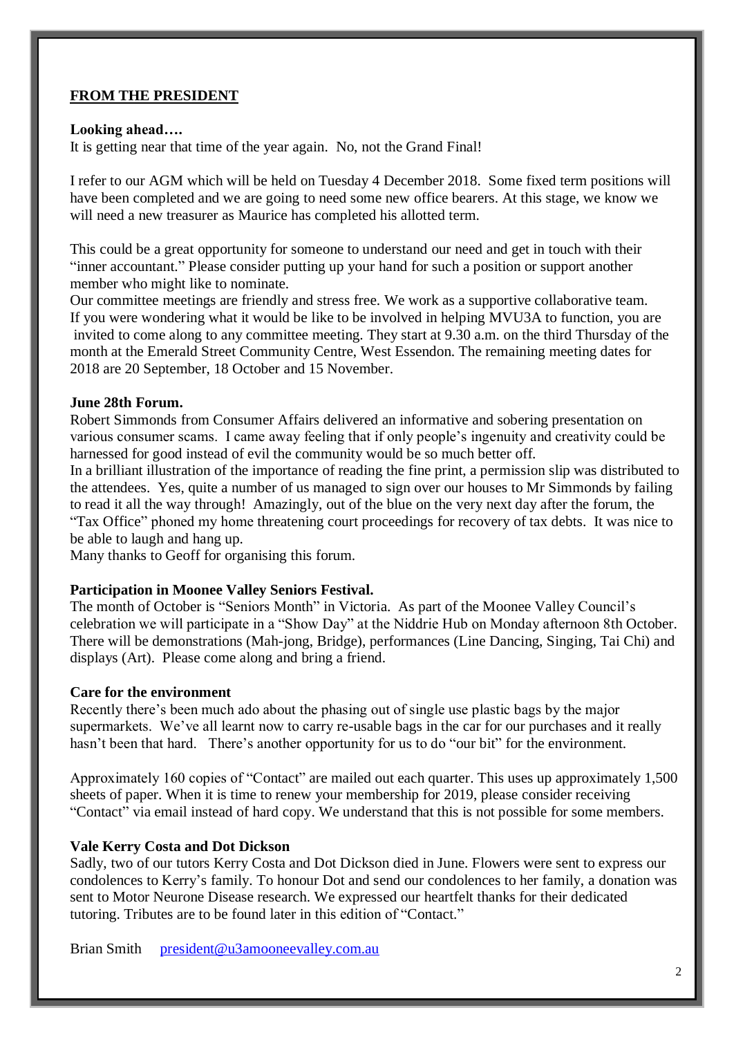## FROM THE PRESIDENT

**Looking ahead….**

It is getting near that time of the year again. No, not the Grand Final!

I refer to our AGM which will be held on Tuesday 4 December 2018. Some fixed term positions will have been completed and we are going to need some new office bearers. At this stage, we know we will need a new treasurer as Maurice has completed his allotted term.

This could be a great opportunity for someone to understand our need and get in touch with their "inner accountant." Please consider putting up your hand for such a position or support another member who might like to nominate.

Our committee meetings are friendly and stress free. We work as a supportive collaborative team. If you were wondering what it would be like to be involved in helping MVU3A to function, you are invited to come along to any committee meeting. They start at 9.30 a.m. on the third Thursday of the month at the Emerald Street Community Centre, West Essendon. The remaining meeting dates for 2018 are 20 September, 18 October and 15 November.

**June 28th Forum.**

Robert Simmonds from Consumer Affairs delivered an informative and sobering presentation on various consumer scams. I came away feeling that if only people's ingenuity and creativity could be harnessed for good instead of evil the community would be so much better off.

In a brilliant illustration of the importance of reading the fine print, a permission slip was distributed to the attendees. Yes, quite a number of us managed to sign over our houses to Mr Simmonds by failing to read it all the way through! Amazingly, out of the blue on the very next day after the forum, the "Tax Office" phoned my home threatening court proceedings for recovery of tax debts. It was nice to be able to laugh and hang up.

Many thanks to Geoff for organising this forum.

**Participation in Moonee Valley Seniors Festival.**

The month of October is "Seniors Month" in Victoria. As part of the Moonee Valley Council's celebration we will participate in a "Show Day" at the Niddrie Hub on Monday afternoon 8th October. There will be demonstrations (Mah-jong, Bridge), performances (Line Dancing, Singing, Tai Chi) and displays (Art). Please come along and bring a friend.

**Care for the environment**

Recently there's been much ado about the phasing out of single use plastic bags by the major supermarkets. We've all learnt now to carry re-usable bags in the car for our purchases and it really hasn't been that hard. There's another opportunity for us to do "our bit" for the environment.

Approximately 160 copies of "Contact" are mailed out each quarter. This uses up approximately 1,500 sheets of paper. When it is time to renew your membership for 2019, please consider receiving "Contact" via email instead of hard copy. We understand that this is not possible for some members.

**Vale Kerry Costa and Dot Dickson**

Sadly, two of our tutors Kerry Costa and Dot Dickson died in June. Flowers were sent to express our condolences to Kerry's family. To honour Dot and send our condolences to her family, a donation was sent to Motor Neurone Disease research. We expressed our heartfelt thanks for their dedicated tutoring. Tributes are to be found later in this edition of "Contact."

Brian Smith   president@u3amooneevalley.com.au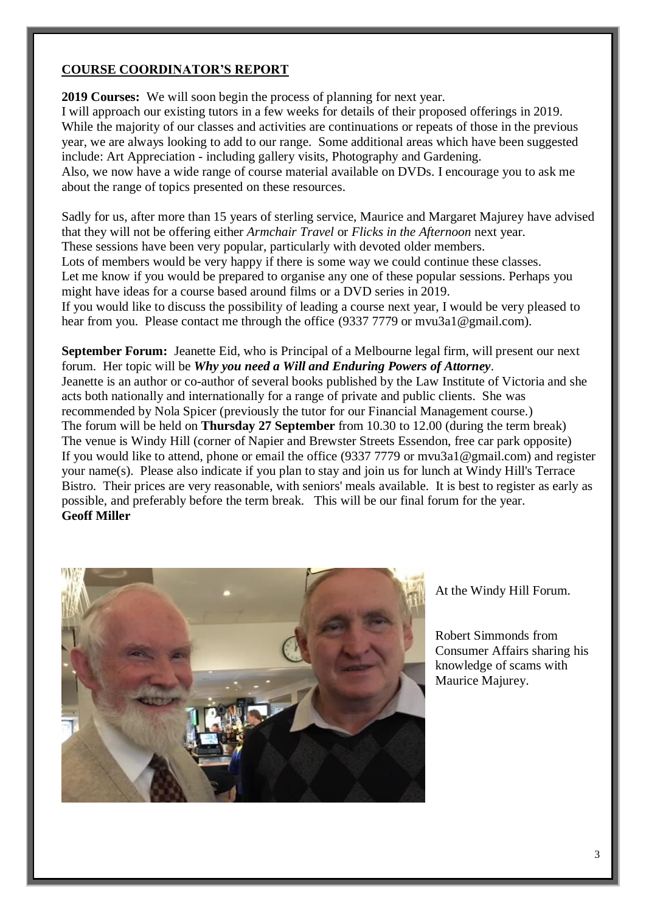## COURSE COORDINATOR'S REPORT

**2019 Courses:** We will soon begin the process of planning for next year.
I will approach our existing tutors in a few weeks for details of their proposed offerings in 2019. While the majority of our classes and activities are continuations or repeats of those in the previous year, we are always looking to add to our range. Some additional areas which have been suggested include: Art Appreciation - including gallery visits, Photography and Gardening.
Also, we now have a wide range of course material available on DVDs. I encourage you to ask me about the range of topics presented on these resources.

Sadly for us, after more than 15 years of sterling service, Maurice and Margaret Majurey have advised that they will not be offering either *Armchair Travel* or *Flicks in the Afternoon* next year.
These sessions have been very popular, particularly with devoted older members.
Lots of members would be very happy if there is some way we could continue these classes.
Let me know if you would be prepared to organise any one of these popular sessions. Perhaps you might have ideas for a course based around films or a DVD series in 2019.
If you would like to discuss the possibility of leading a course next year, I would be very pleased to hear from you. Please contact me through the office (9337 7779 or mvu3a1@gmail.com).

**September Forum:** Jeanette Eid, who is Principal of a Melbourne legal firm, will present our next forum. Her topic will be ***Why you need a Will and Enduring Powers of Attorney***.
Jeanette is an author or co-author of several books published by the Law Institute of Victoria and she acts both nationally and internationally for a range of private and public clients. She was recommended by Nola Spicer (previously the tutor for our Financial Management course.)
The forum will be held on **Thursday 27 September** from 10.30 to 12.00 (during the term break)
The venue is Windy Hill (corner of Napier and Brewster Streets Essendon, free car park opposite)
If you would like to attend, phone or email the office (9337 7779 or mvu3a1@gmail.com) and register your name(s). Please also indicate if you plan to stay and join us for lunch at Windy Hill's Terrace Bistro. Their prices are very reasonable, with seniors' meals available. It is best to register as early as possible, and preferably before the term break. This will be our final forum for the year.
**Geoff Miller**

At the Windy Hill Forum.

Robert Simmonds from Consumer Affairs sharing his knowledge of scams with Maurice Majurey.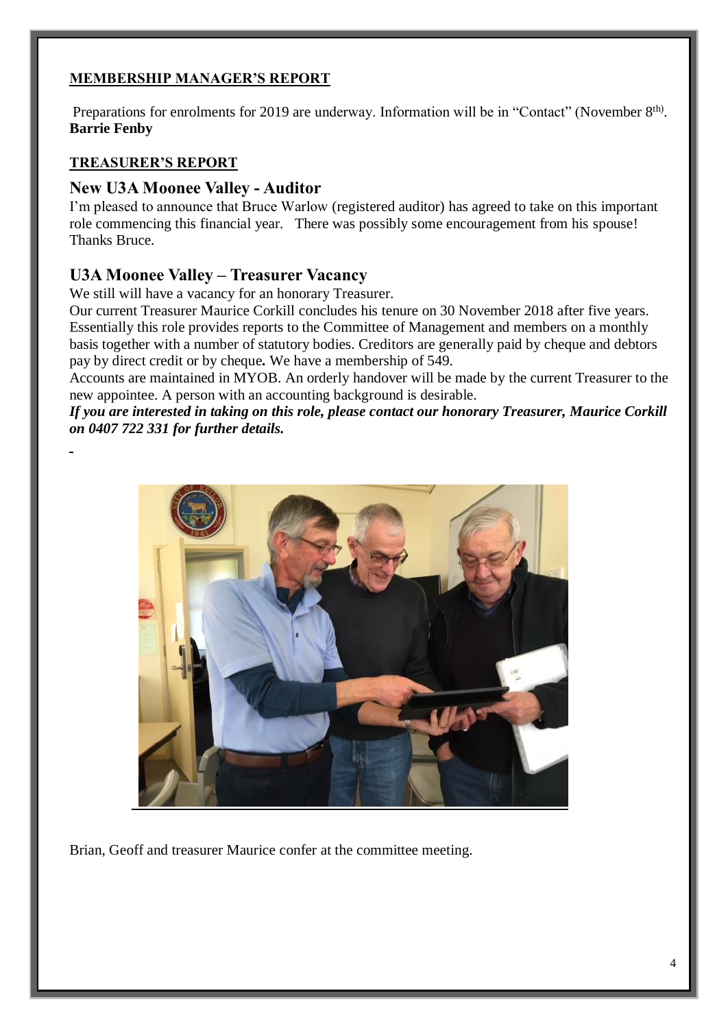## MEMBERSHIP MANAGER'S REPORT

Preparations for enrolments for 2019 are underway. Information will be in "Contact" (November 8th).
**Barrie Fenby**

## TREASURER'S REPORT

### New U3A Moonee Valley - Auditor

I'm pleased to announce that Bruce Warlow (registered auditor) has agreed to take on this important role commencing this financial year. There was possibly some encouragement from his spouse! Thanks Bruce.

### U3A Moonee Valley – Treasurer Vacancy

We still will have a vacancy for an honorary Treasurer.
Our current Treasurer Maurice Corkill concludes his tenure on 30 November 2018 after five years. Essentially this role provides reports to the Committee of Management and members on a monthly basis together with a number of statutory bodies. Creditors are generally paid by cheque and debtors pay by direct credit or by cheque. We have a membership of 549.
Accounts are maintained in MYOB. An orderly handover will be made by the current Treasurer to the new appointee. A person with an accounting background is desirable.
***If you are interested in taking on this role, please contact our honorary Treasurer, Maurice Corkill on 0407 722 331 for further details.***

Brian, Geoff and treasurer Maurice confer at the committee meeting.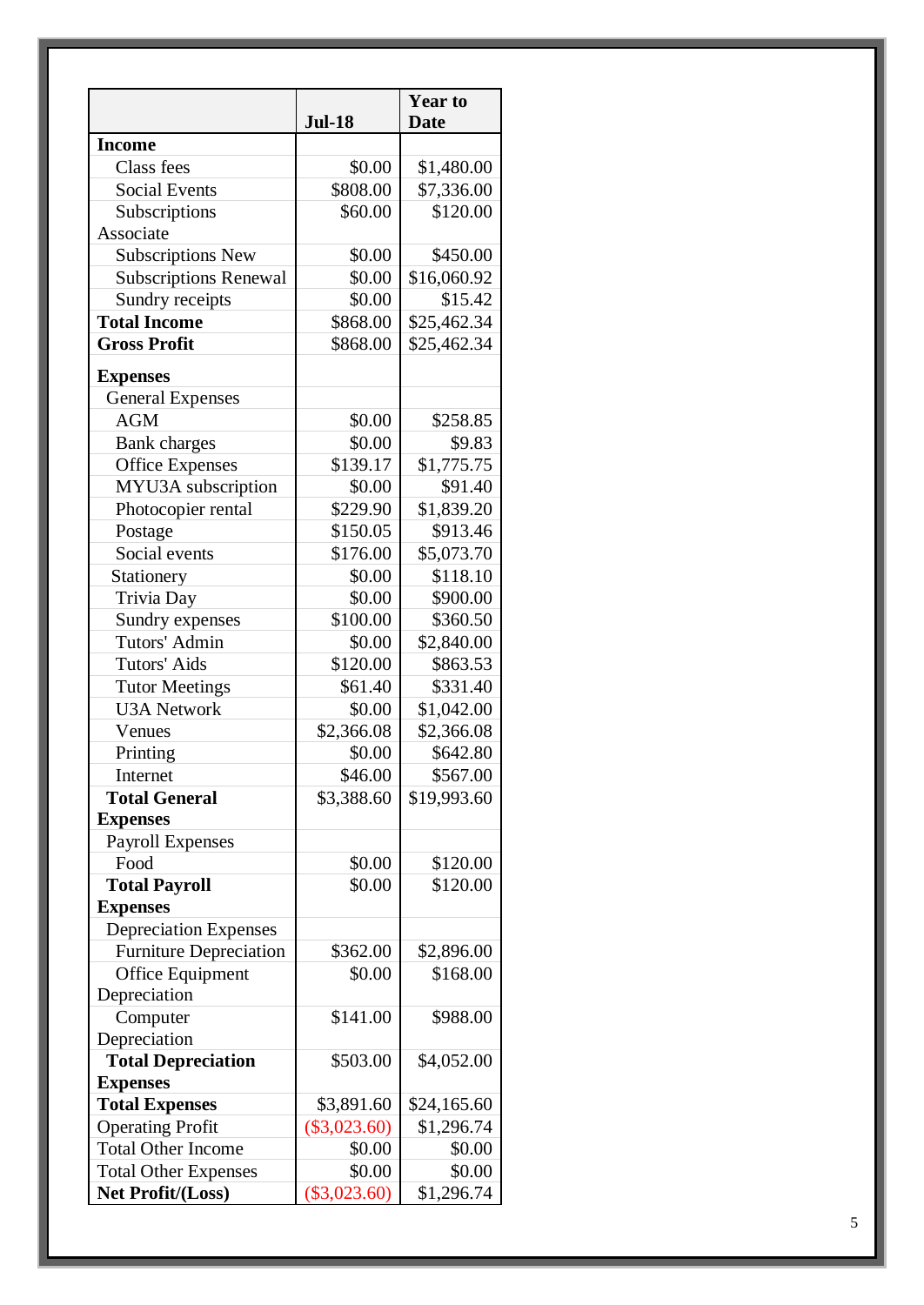| | Jul-18 | Year to Date |
|---|---|---|
| **Income** | | |
| Class fees | $0.00 | $1,480.00 |
| Social Events | $808.00 | $7,336.00 |
| Subscriptions Associate | $60.00 | $120.00 |
| Subscriptions New | $0.00 | $450.00 |
| Subscriptions Renewal | $0.00 | $16,060.92 |
| Sundry receipts | $0.00 | $15.42 |
| **Total Income** | $868.00 | $25,462.34 |
| **Gross Profit** | $868.00 | $25,462.34 |
| **Expenses** | | |
| General Expenses | | |
| AGM | $0.00 | $258.85 |
| Bank charges | $0.00 | $9.83 |
| Office Expenses | $139.17 | $1,775.75 |
| MYU3A subscription | $0.00 | $91.40 |
| Photocopier rental | $229.90 | $1,839.20 |
| Postage | $150.05 | $913.46 |
| Social events | $176.00 | $5,073.70 |
| Stationery | $0.00 | $118.10 |
| Trivia Day | $0.00 | $900.00 |
| Sundry expenses | $100.00 | $360.50 |
| Tutors' Admin | $0.00 | $2,840.00 |
| Tutors' Aids | $120.00 | $863.53 |
| Tutor Meetings | $61.40 | $331.40 |
| U3A Network | $0.00 | $1,042.00 |
| Venues | $2,366.08 | $2,366.08 |
| Printing | $0.00 | $642.80 |
| Internet | $46.00 | $567.00 |
| **Total General Expenses** | $3,388.60 | $19,993.60 |
| Payroll Expenses | | |
| Food | $0.00 | $120.00 |
| **Total Payroll Expenses** | $0.00 | $120.00 |
| Depreciation Expenses | | |
| Furniture Depreciation | $362.00 | $2,896.00 |
| Office Equipment Depreciation | $0.00 | $168.00 |
| Computer Depreciation | $141.00 | $988.00 |
| **Total Depreciation Expenses** | $503.00 | $4,052.00 |
| **Total Expenses** | $3,891.60 | $24,165.60 |
| Operating Profit | ($3,023.60) | $1,296.74 |
| Total Other Income | $0.00 | $0.00 |
| Total Other Expenses | $0.00 | $0.00 |
| **Net Profit/(Loss)** | ($3,023.60) | $1,296.74 |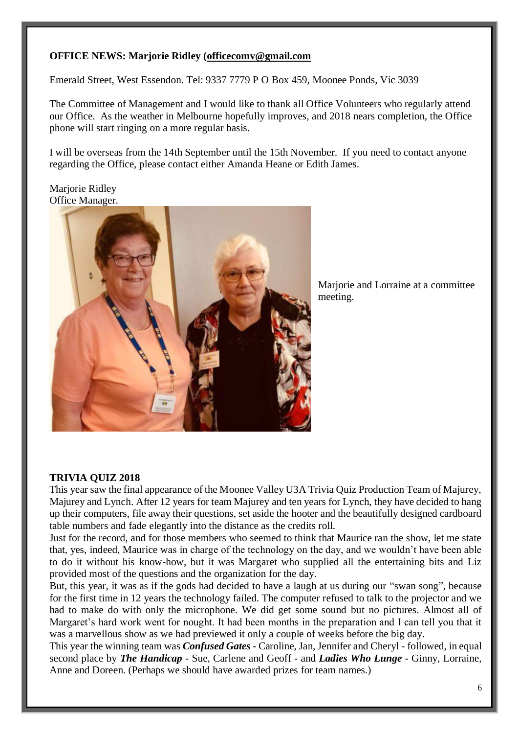**OFFICE NEWS: Marjorie Ridley (officecomv@gmail.com**

Emerald Street, West Essendon. Tel: 9337 7779 P O Box 459, Moonee Ponds, Vic 3039

The Committee of Management and I would like to thank all Office Volunteers who regularly attend our Office. As the weather in Melbourne hopefully improves, and 2018 nears completion, the Office phone will start ringing on a more regular basis.

I will be overseas from the 14th September until the 15th November. If you need to contact anyone regarding the Office, please contact either Amanda Heane or Edith James.

Marjorie Ridley
Office Manager.

Marjorie and Lorraine at a committee meeting.

**TRIVIA QUIZ 2018**

This year saw the final appearance of the Moonee Valley U3A Trivia Quiz Production Team of Majurey, Majurey and Lynch. After 12 years for team Majurey and ten years for Lynch, they have decided to hang up their computers, file away their questions, set aside the hooter and the beautifully designed cardboard table numbers and fade elegantly into the distance as the credits roll.

Just for the record, and for those members who seemed to think that Maurice ran the show, let me state that, yes, indeed, Maurice was in charge of the technology on the day, and we wouldn't have been able to do it without his know-how, but it was Margaret who supplied all the entertaining bits and Liz provided most of the questions and the organization for the day.

But, this year, it was as if the gods had decided to have a laugh at us during our "swan song", because for the first time in 12 years the technology failed. The computer refused to talk to the projector and we had to make do with only the microphone. We did get some sound but no pictures. Almost all of Margaret's hard work went for nought. It had been months in the preparation and I can tell you that it was a marvellous show as we had previewed it only a couple of weeks before the big day.

This year the winning team was ***Confused Gates*** - Caroline, Jan, Jennifer and Cheryl - followed, in equal second place by ***The Handicap*** - Sue, Carlene and Geoff - and ***Ladies Who Lunge*** - Ginny, Lorraine, Anne and Doreen. (Perhaps we should have awarded prizes for team names.)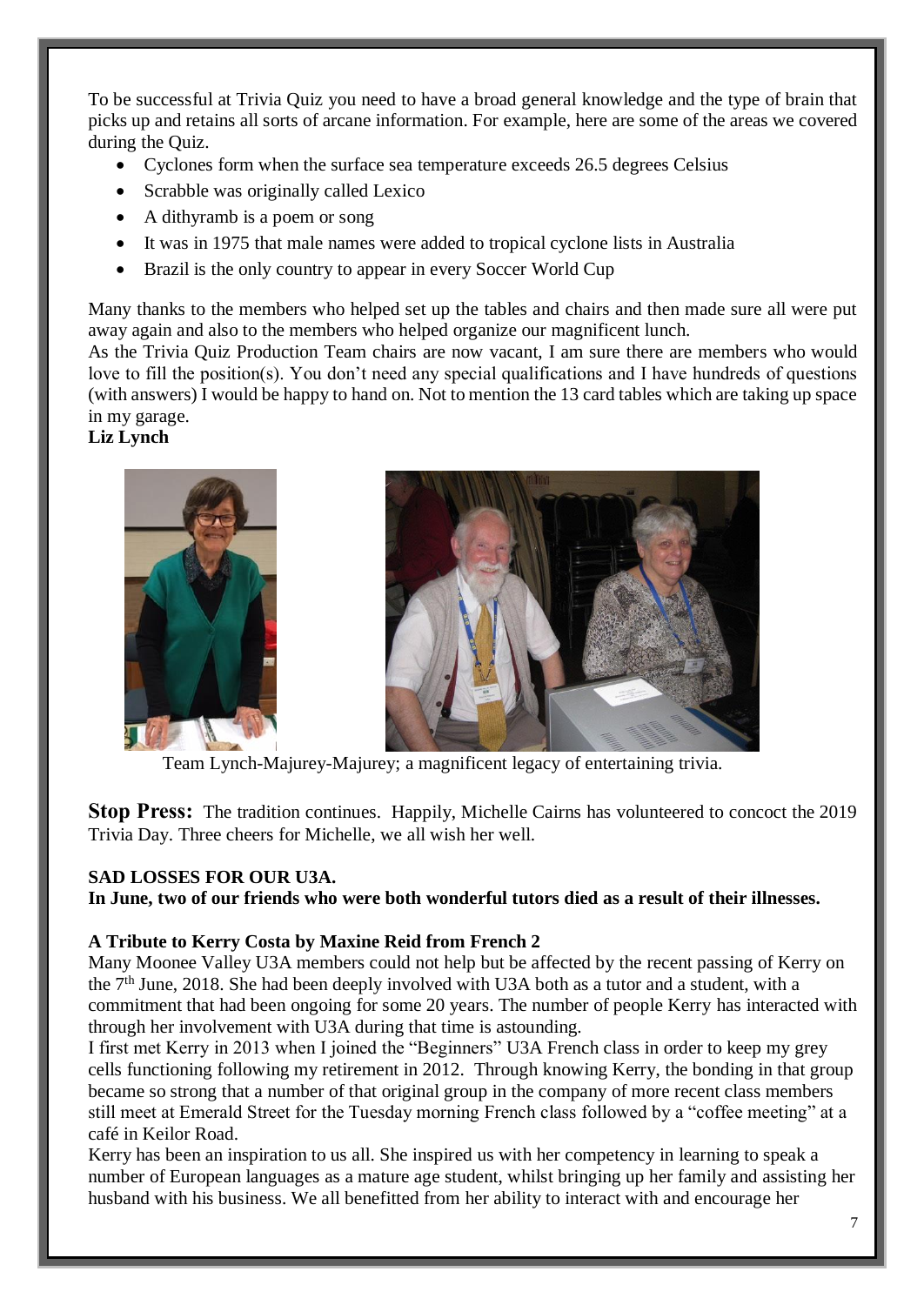To be successful at Trivia Quiz you need to have a broad general knowledge and the type of brain that picks up and retains all sorts of arcane information. For example, here are some of the areas we covered during the Quiz.

- Cyclones form when the surface sea temperature exceeds 26.5 degrees Celsius
- Scrabble was originally called Lexico
- A dithyramb is a poem or song
- It was in 1975 that male names were added to tropical cyclone lists in Australia
- Brazil is the only country to appear in every Soccer World Cup

Many thanks to the members who helped set up the tables and chairs and then made sure all were put away again and also to the members who helped organize our magnificent lunch.

As the Trivia Quiz Production Team chairs are now vacant, I am sure there are members who would love to fill the position(s). You don't need any special qualifications and I have hundreds of questions (with answers) I would be happy to hand on. Not to mention the 13 card tables which are taking up space in my garage.

**Liz Lynch**

Team Lynch-Majurey-Majurey; a magnificent legacy of entertaining trivia.

**Stop Press:** The tradition continues. Happily, Michelle Cairns has volunteered to concoct the 2019 Trivia Day. Three cheers for Michelle, we all wish her well.

**SAD LOSSES FOR OUR U3A.**

**In June, two of our friends who were both wonderful tutors died as a result of their illnesses.**

**A Tribute to Kerry Costa by Maxine Reid from French 2**

Many Moonee Valley U3A members could not help but be affected by the recent passing of Kerry on the 7th June, 2018. She had been deeply involved with U3A both as a tutor and a student, with a commitment that had been ongoing for some 20 years. The number of people Kerry has interacted with through her involvement with U3A during that time is astounding.

I first met Kerry in 2013 when I joined the "Beginners" U3A French class in order to keep my grey cells functioning following my retirement in 2012. Through knowing Kerry, the bonding in that group became so strong that a number of that original group in the company of more recent class members still meet at Emerald Street for the Tuesday morning French class followed by a "coffee meeting" at a café in Keilor Road.

Kerry has been an inspiration to us all. She inspired us with her competency in learning to speak a number of European languages as a mature age student, whilst bringing up her family and assisting her husband with his business. We all benefitted from her ability to interact with and encourage her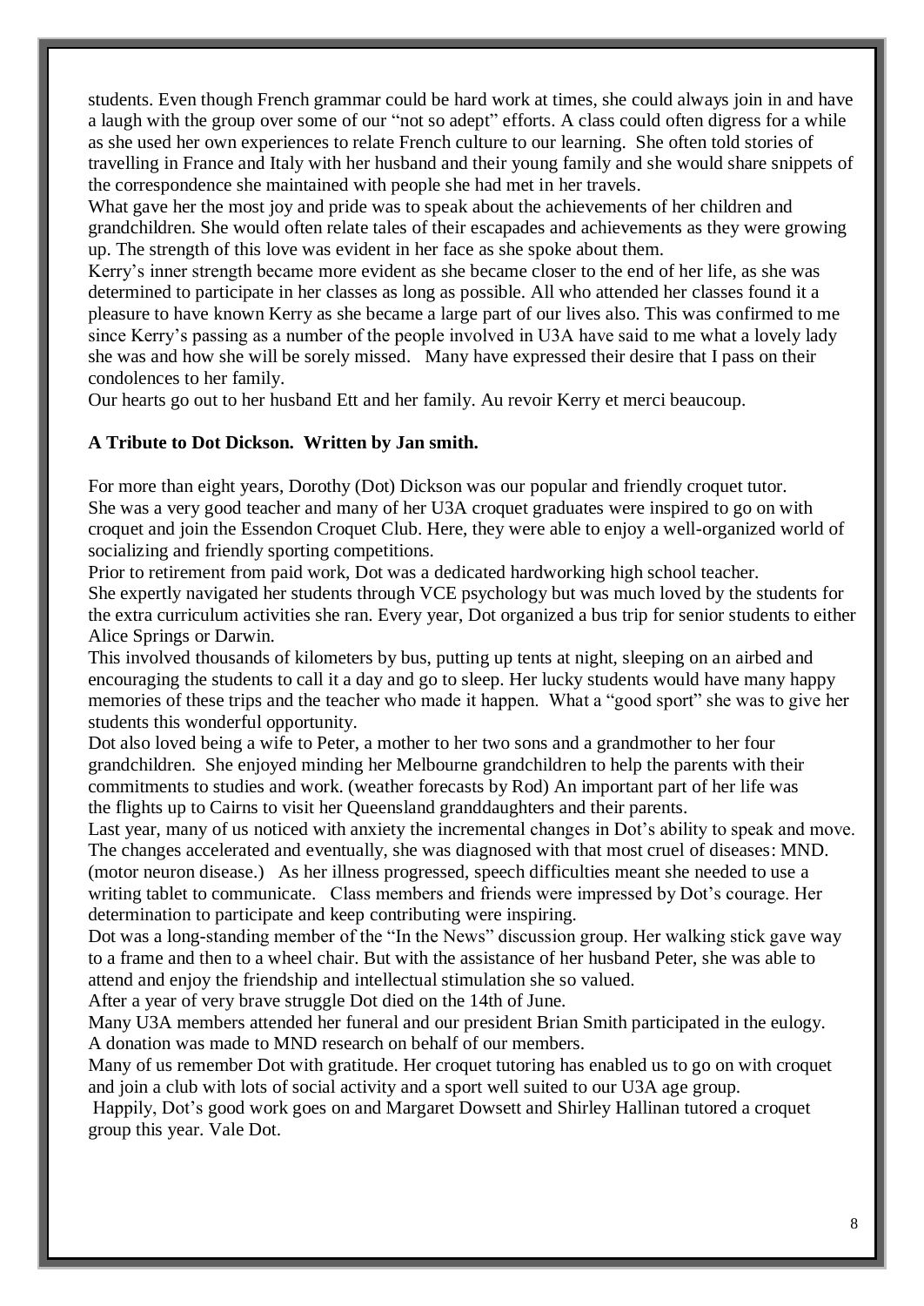students. Even though French grammar could be hard work at times, she could always join in and have a laugh with the group over some of our "not so adept" efforts. A class could often digress for a while as she used her own experiences to relate French culture to our learning. She often told stories of travelling in France and Italy with her husband and their young family and she would share snippets of the correspondence she maintained with people she had met in her travels.

What gave her the most joy and pride was to speak about the achievements of her children and grandchildren. She would often relate tales of their escapades and achievements as they were growing up. The strength of this love was evident in her face as she spoke about them.

Kerry's inner strength became more evident as she became closer to the end of her life, as she was determined to participate in her classes as long as possible. All who attended her classes found it a pleasure to have known Kerry as she became a large part of our lives also. This was confirmed to me since Kerry's passing as a number of the people involved in U3A have said to me what a lovely lady she was and how she will be sorely missed. Many have expressed their desire that I pass on their condolences to her family.

Our hearts go out to her husband Ett and her family. Au revoir Kerry et merci beaucoup.

**A Tribute to Dot Dickson. Written by Jan smith.**

For more than eight years, Dorothy (Dot) Dickson was our popular and friendly croquet tutor.
She was a very good teacher and many of her U3A croquet graduates were inspired to go on with croquet and join the Essendon Croquet Club. Here, they were able to enjoy a well-organized world of socializing and friendly sporting competitions.

Prior to retirement from paid work, Dot was a dedicated hardworking high school teacher.
She expertly navigated her students through VCE psychology but was much loved by the students for the extra curriculum activities she ran. Every year, Dot organized a bus trip for senior students to either Alice Springs or Darwin.

This involved thousands of kilometers by bus, putting up tents at night, sleeping on an airbed and encouraging the students to call it a day and go to sleep. Her lucky students would have many happy memories of these trips and the teacher who made it happen. What a "good sport" she was to give her students this wonderful opportunity.

Dot also loved being a wife to Peter, a mother to her two sons and a grandmother to her four grandchildren. She enjoyed minding her Melbourne grandchildren to help the parents with their commitments to studies and work. (weather forecasts by Rod) An important part of her life was the flights up to Cairns to visit her Queensland granddaughters and their parents.

Last year, many of us noticed with anxiety the incremental changes in Dot's ability to speak and move. The changes accelerated and eventually, she was diagnosed with that most cruel of diseases: MND. (motor neuron disease.) As her illness progressed, speech difficulties meant she needed to use a writing tablet to communicate. Class members and friends were impressed by Dot's courage. Her determination to participate and keep contributing were inspiring.

Dot was a long-standing member of the "In the News" discussion group. Her walking stick gave way to a frame and then to a wheel chair. But with the assistance of her husband Peter, she was able to attend and enjoy the friendship and intellectual stimulation she so valued.

After a year of very brave struggle Dot died on the 14th of June.

Many U3A members attended her funeral and our president Brian Smith participated in the eulogy.
A donation was made to MND research on behalf of our members.

Many of us remember Dot with gratitude. Her croquet tutoring has enabled us to go on with croquet and join a club with lots of social activity and a sport well suited to our U3A age group.

Happily, Dot's good work goes on and Margaret Dowsett and Shirley Hallinan tutored a croquet group this year. Vale Dot.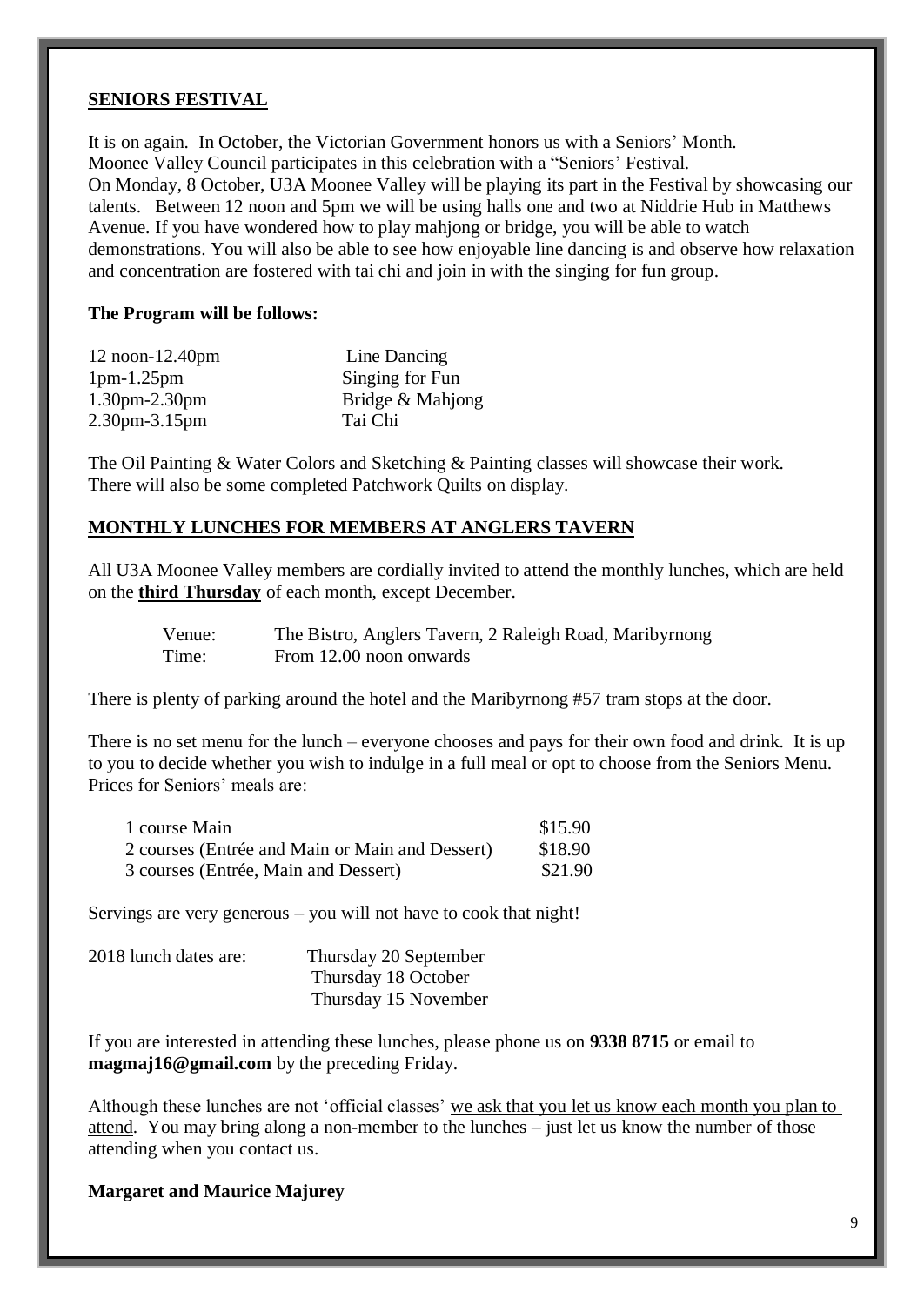## SENIORS FESTIVAL

It is on again. In October, the Victorian Government honors us with a Seniors' Month. Moonee Valley Council participates in this celebration with a "Seniors' Festival. On Monday, 8 October, U3A Moonee Valley will be playing its part in the Festival by showcasing our talents. Between 12 noon and 5pm we will be using halls one and two at Niddrie Hub in Matthews Avenue. If you have wondered how to play mahjong or bridge, you will be able to watch demonstrations. You will also be able to see how enjoyable line dancing is and observe how relaxation and concentration are fostered with tai chi and join in with the singing for fun group.

**The Program will be follows:**

| | |
|---|---|
| 12 noon-12.40pm | Line Dancing |
| 1pm-1.25pm | Singing for Fun |
| 1.30pm-2.30pm | Bridge & Mahjong |
| 2.30pm-3.15pm | Tai Chi |

The Oil Painting & Water Colors and Sketching & Painting classes will showcase their work. There will also be some completed Patchwork Quilts on display.

## MONTHLY LUNCHES FOR MEMBERS AT ANGLERS TAVERN

All U3A Moonee Valley members are cordially invited to attend the monthly lunches, which are held on the **third Thursday** of each month, except December.

| | |
|---|---|
| Venue: | The Bistro, Anglers Tavern, 2 Raleigh Road, Maribyrnong |
| Time: | From 12.00 noon onwards |

There is plenty of parking around the hotel and the Maribyrnong #57 tram stops at the door.

There is no set menu for the lunch – everyone chooses and pays for their own food and drink. It is up to you to decide whether you wish to indulge in a full meal or opt to choose from the Seniors Menu. Prices for Seniors' meals are:

| | |
|---|---|
| 1 course Main | \$15.90 |
| 2 courses (Entrée and Main or Main and Dessert) | \$18.90 |
| 3 courses (Entrée, Main and Dessert) | \$21.90 |

Servings are very generous – you will not have to cook that night!

| | |
|---|---|
| 2018 lunch dates are: | Thursday 20 September |
| | Thursday 18 October |
| | Thursday 15 November |

If you are interested in attending these lunches, please phone us on **9338 8715** or email to **magmaj16@gmail.com** by the preceding Friday.

Although these lunches are not 'official classes' we ask that you let us know each month you plan to attend. You may bring along a non-member to the lunches – just let us know the number of those attending when you contact us.

**Margaret and Maurice Majurey**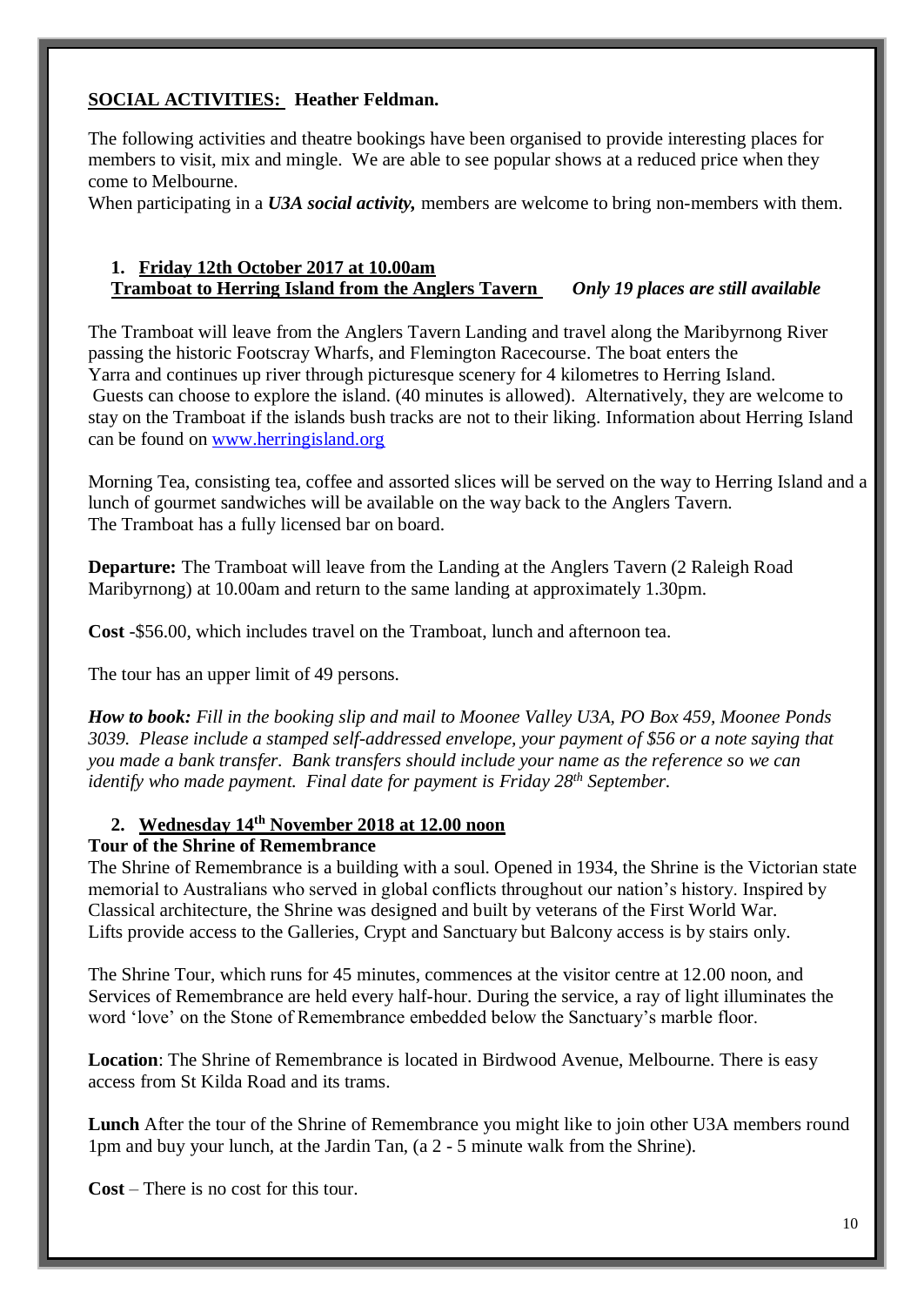## SOCIAL ACTIVITIES: Heather Feldman.

The following activities and theatre bookings have been organised to provide interesting places for members to visit, mix and mingle. We are able to see popular shows at a reduced price when they come to Melbourne.
When participating in a ***U3A social activity,*** members are welcome to bring non-members with them.

### 1. Friday 12th October 2017 at 10.00am
**Tramboat to Herring Island from the Anglers Tavern** *Only 19 places are still available*

The Tramboat will leave from the Anglers Tavern Landing and travel along the Maribyrnong River passing the historic Footscray Wharfs, and Flemington Racecourse. The boat enters the Yarra and continues up river through picturesque scenery for 4 kilometres to Herring Island. Guests can choose to explore the island. (40 minutes is allowed). Alternatively, they are welcome to stay on the Tramboat if the islands bush tracks are not to their liking. Information about Herring Island can be found on www.herringisland.org

Morning Tea, consisting tea, coffee and assorted slices will be served on the way to Herring Island and a lunch of gourmet sandwiches will be available on the way back to the Anglers Tavern.
The Tramboat has a fully licensed bar on board.

**Departure:** The Tramboat will leave from the Landing at the Anglers Tavern (2 Raleigh Road Maribyrnong) at 10.00am and return to the same landing at approximately 1.30pm.

**Cost** -$56.00, which includes travel on the Tramboat, lunch and afternoon tea.

The tour has an upper limit of 49 persons.

***How to book:*** *Fill in the booking slip and mail to Moonee Valley U3A, PO Box 459, Moonee Ponds 3039. Please include a stamped self-addressed envelope, your payment of $56 or a note saying that you made a bank transfer. Bank transfers should include your name as the reference so we can identify who made payment. Final date for payment is Friday 28th September.*

### 2. Wednesday 14th November 2018 at 12.00 noon
**Tour of the Shrine of Remembrance**

The Shrine of Remembrance is a building with a soul. Opened in 1934, the Shrine is the Victorian state memorial to Australians who served in global conflicts throughout our nation's history. Inspired by Classical architecture, the Shrine was designed and built by veterans of the First World War.
Lifts provide access to the Galleries, Crypt and Sanctuary but Balcony access is by stairs only.

The Shrine Tour, which runs for 45 minutes, commences at the visitor centre at 12.00 noon, and Services of Remembrance are held every half-hour. During the service, a ray of light illuminates the word 'love' on the Stone of Remembrance embedded below the Sanctuary's marble floor.

**Location**: The Shrine of Remembrance is located in Birdwood Avenue, Melbourne. There is easy access from St Kilda Road and its trams.

**Lunch** After the tour of the Shrine of Remembrance you might like to join other U3A members round 1pm and buy your lunch, at the Jardin Tan, (a 2 - 5 minute walk from the Shrine).

**Cost** – There is no cost for this tour.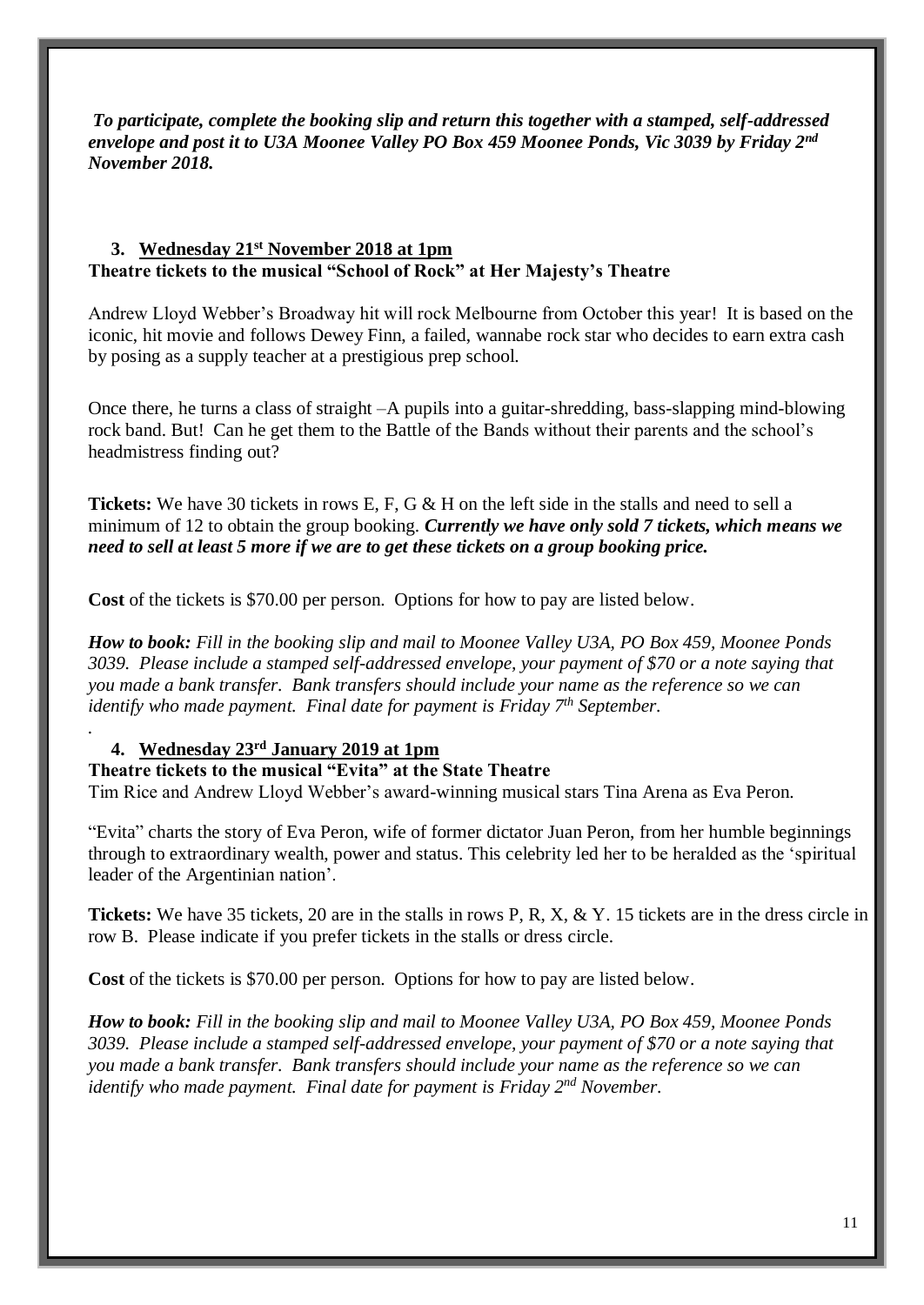***To participate, complete the booking slip and return this together with a stamped, self-addressed envelope and post it to U3A Moonee Valley PO Box 459 Moonee Ponds, Vic 3039 by Friday 2nd November 2018.***

3. **Wednesday 21st November 2018 at 1pm**

**Theatre tickets to the musical "School of Rock" at Her Majesty's Theatre**

Andrew Lloyd Webber's Broadway hit will rock Melbourne from October this year! It is based on the iconic, hit movie and follows Dewey Finn, a failed, wannabe rock star who decides to earn extra cash by posing as a supply teacher at a prestigious prep school.

Once there, he turns a class of straight –A pupils into a guitar-shredding, bass-slapping mind-blowing rock band. But! Can he get them to the Battle of the Bands without their parents and the school's headmistress finding out?

**Tickets:** We have 30 tickets in rows E, F, G & H on the left side in the stalls and need to sell a minimum of 12 to obtain the group booking. ***Currently we have only sold 7 tickets, which means we need to sell at least 5 more if we are to get these tickets on a group booking price.***

**Cost** of the tickets is $70.00 per person. Options for how to pay are listed below.

***How to book:*** *Fill in the booking slip and mail to Moonee Valley U3A, PO Box 459, Moonee Ponds 3039. Please include a stamped self-addressed envelope, your payment of $70 or a note saying that you made a bank transfer. Bank transfers should include your name as the reference so we can identify who made payment. Final date for payment is Friday 7th September.*

.

4. **Wednesday 23rd January 2019 at 1pm**

**Theatre tickets to the musical "Evita" at the State Theatre**

Tim Rice and Andrew Lloyd Webber's award-winning musical stars Tina Arena as Eva Peron.

"Evita" charts the story of Eva Peron, wife of former dictator Juan Peron, from her humble beginnings through to extraordinary wealth, power and status. This celebrity led her to be heralded as the 'spiritual leader of the Argentinian nation'.

**Tickets:** We have 35 tickets, 20 are in the stalls in rows P, R, X, & Y. 15 tickets are in the dress circle in row B. Please indicate if you prefer tickets in the stalls or dress circle.

**Cost** of the tickets is $70.00 per person. Options for how to pay are listed below.

***How to book:*** *Fill in the booking slip and mail to Moonee Valley U3A, PO Box 459, Moonee Ponds 3039. Please include a stamped self-addressed envelope, your payment of $70 or a note saying that you made a bank transfer. Bank transfers should include your name as the reference so we can identify who made payment. Final date for payment is Friday 2nd November.*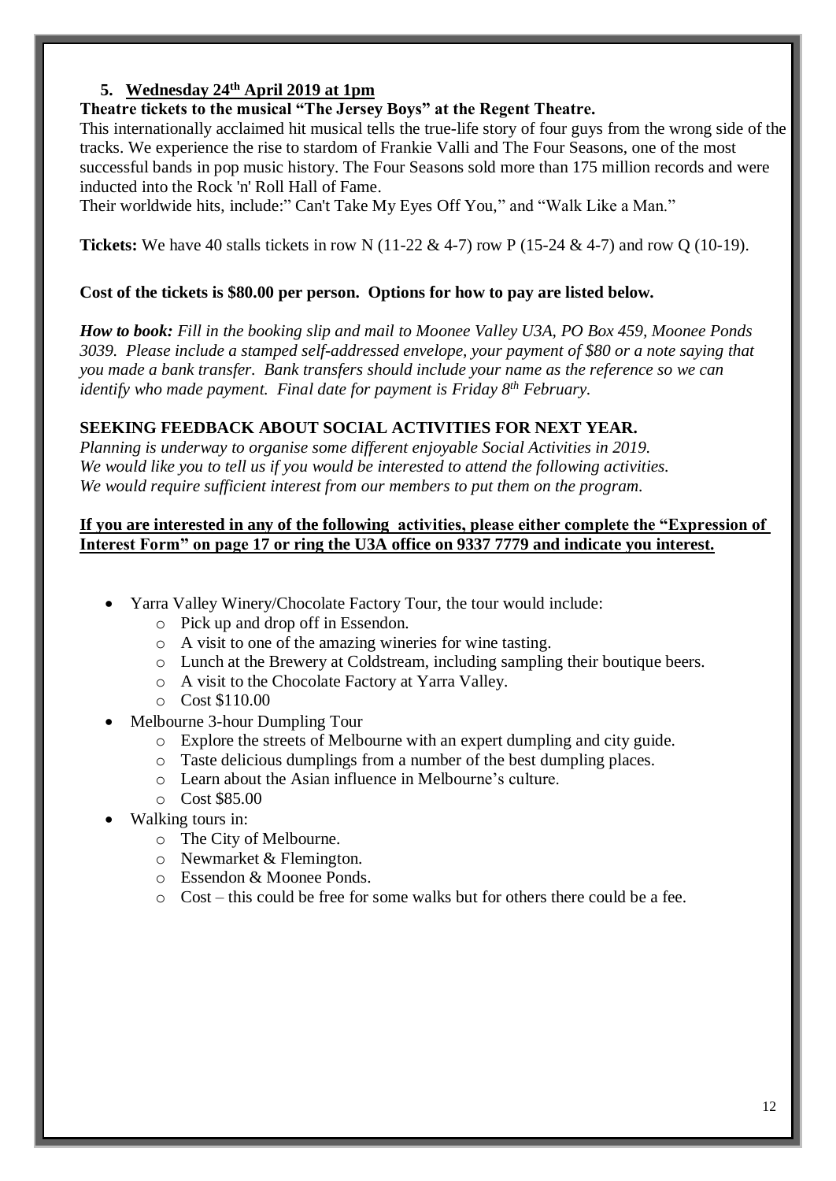## 5. Wednesday 24th April 2019 at 1pm

**Theatre tickets to the musical "The Jersey Boys" at the Regent Theatre.**

This internationally acclaimed hit musical tells the true-life story of four guys from the wrong side of the tracks. We experience the rise to stardom of Frankie Valli and The Four Seasons, one of the most successful bands in pop music history. The Four Seasons sold more than 175 million records and were inducted into the Rock 'n' Roll Hall of Fame.
Their worldwide hits, include:" Can't Take My Eyes Off You," and "Walk Like a Man."

**Tickets:** We have 40 stalls tickets in row N (11-22 & 4-7) row P (15-24 & 4-7) and row Q (10-19).

**Cost of the tickets is $80.00 per person. Options for how to pay are listed below.**

***How to book:*** *Fill in the booking slip and mail to Moonee Valley U3A, PO Box 459, Moonee Ponds 3039. Please include a stamped self-addressed envelope, your payment of $80 or a note saying that you made a bank transfer. Bank transfers should include your name as the reference so we can identify who made payment. Final date for payment is Friday 8th February.*

**SEEKING FEEDBACK ABOUT SOCIAL ACTIVITIES FOR NEXT YEAR.**

*Planning is underway to organise some different enjoyable Social Activities in 2019.*
*We would like you to tell us if you would be interested to attend the following activities.*
*We would require sufficient interest from our members to put them on the program.*

**If you are interested in any of the following activities, please either complete the "Expression of Interest Form" on page 17 or ring the U3A office on 9337 7779 and indicate you interest.**

- Yarra Valley Winery/Chocolate Factory Tour, the tour would include:
  - Pick up and drop off in Essendon.
  - A visit to one of the amazing wineries for wine tasting.
  - Lunch at the Brewery at Coldstream, including sampling their boutique beers.
  - A visit to the Chocolate Factory at Yarra Valley.
  - Cost $110.00
- Melbourne 3-hour Dumpling Tour
  - Explore the streets of Melbourne with an expert dumpling and city guide.
  - Taste delicious dumplings from a number of the best dumpling places.
  - Learn about the Asian influence in Melbourne's culture.
  - Cost $85.00
- Walking tours in:
  - The City of Melbourne.
  - Newmarket & Flemington.
  - Essendon & Moonee Ponds.
  - Cost – this could be free for some walks but for others there could be a fee.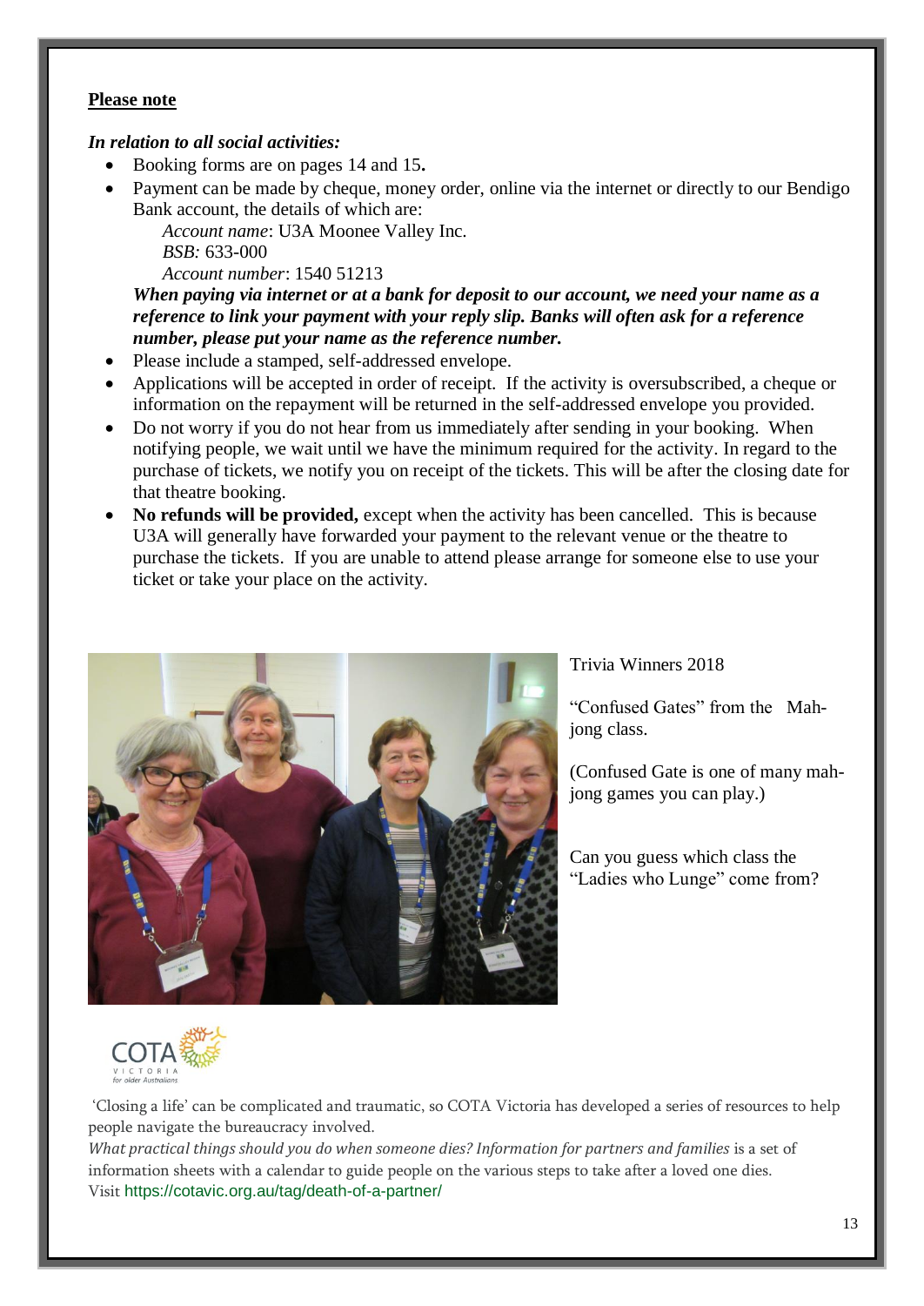**Please note**

***In relation to all social activities:***

- Booking forms are on pages 14 and 15**.**
- Payment can be made by cheque, money order, online via the internet or directly to our Bendigo Bank account, the details of which are:

  *Account name*: U3A Moonee Valley Inc.

  *BSB:* 633-000

  *Account number*: 1540 51213

  ***When paying via internet or at a bank for deposit to our account, we need your name as a reference to link your payment with your reply slip. Banks will often ask for a reference number, please put your name as the reference number.***
- Please include a stamped, self-addressed envelope.
- Applications will be accepted in order of receipt. If the activity is oversubscribed, a cheque or information on the repayment will be returned in the self-addressed envelope you provided.
- Do not worry if you do not hear from us immediately after sending in your booking. When notifying people, we wait until we have the minimum required for the activity. In regard to the purchase of tickets, we notify you on receipt of the tickets. This will be after the closing date for that theatre booking.
- **No refunds will be provided,** except when the activity has been cancelled. This is because U3A will generally have forwarded your payment to the relevant venue or the theatre to purchase the tickets. If you are unable to attend please arrange for someone else to use your ticket or take your place on the activity.

Trivia Winners 2018

"Confused Gates" from the Mah-jong class.

(Confused Gate is one of many mah-jong games you can play.)

Can you guess which class the "Ladies who Lunge" come from?

COTA VICTORIA for older Australians

'Closing a life' can be complicated and traumatic, so COTA Victoria has developed a series of resources to help people navigate the bureaucracy involved.

*What practical things should you do when someone dies? Information for partners and families* is a set of information sheets with a calendar to guide people on the various steps to take after a loved one dies.

Visit https://cotavic.org.au/tag/death-of-a-partner/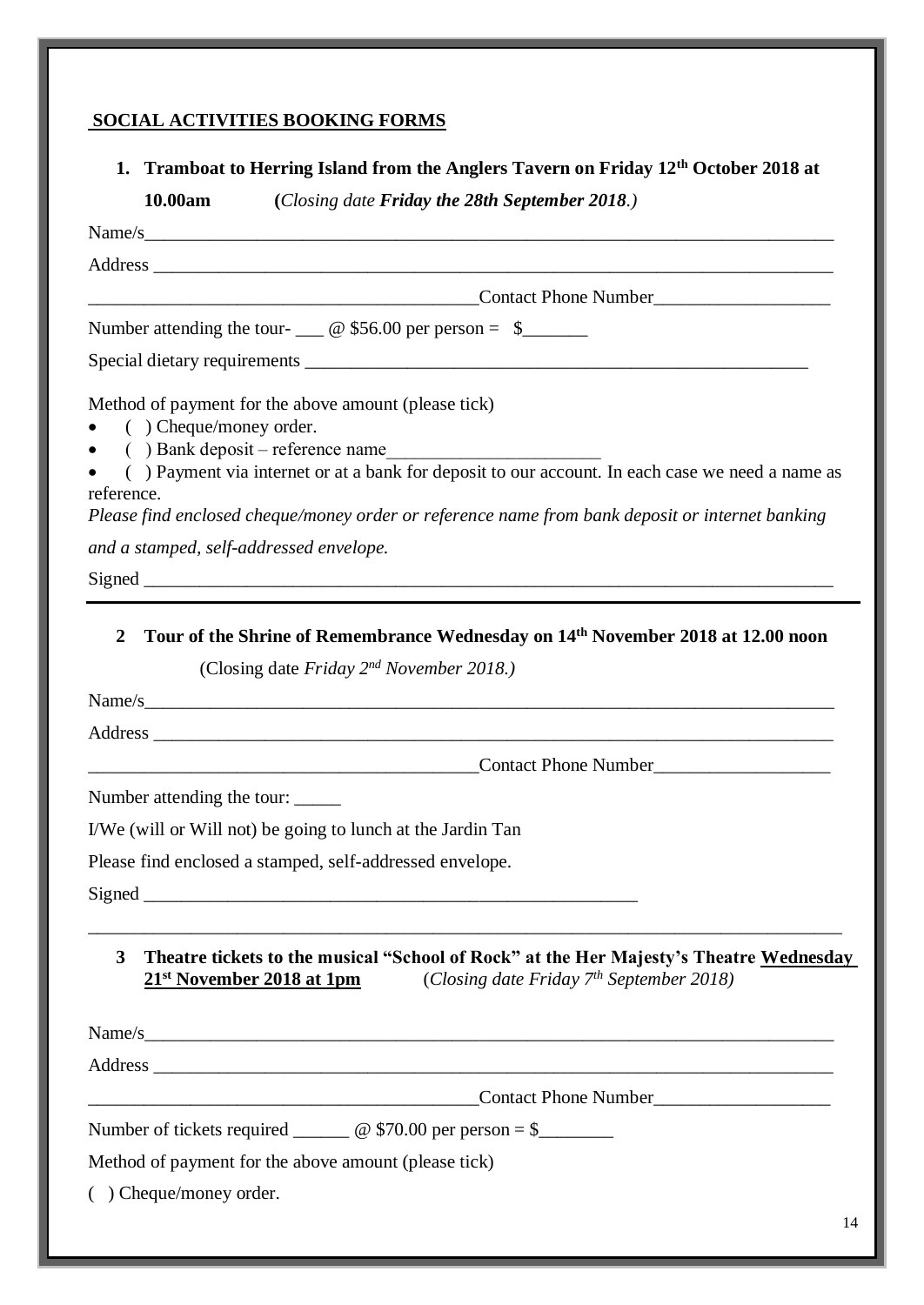## SOCIAL ACTIVITIES BOOKING FORMS

### 1. Tramboat to Herring Island from the Anglers Tavern on Friday 12th October 2018 at 10.00am (*Closing date* ***Friday the 28th September 2018****.)*

Name/s_______________________________________________________________________________

Address _____________________________________________________________________________

__________________________________________Contact Phone Number___________________

Number attending the tour- ___ @ $56.00 per person = $_______

Special dietary requirements _________________________________________________________

Method of payment for the above amount (please tick)

- ( ) Cheque/money order.
- ( ) Bank deposit – reference name______________________
- ( ) Payment via internet or at a bank for deposit to our account. In each case we need a name as reference.

*Please find enclosed cheque/money order or reference name from bank deposit or internet banking and a stamped, self-addressed envelope.*

Signed ______________________________________________________________________________

---

### 2 Tour of the Shrine of Remembrance Wednesday on 14th November 2018 at 12.00 noon

(Closing date *Friday 2nd November 2018.)*

Name/s_______________________________________________________________________________

Address _____________________________________________________________________________

__________________________________________Contact Phone Number___________________

Number attending the tour: _____

I/We (will or Will not) be going to lunch at the Jardin Tan

Please find enclosed a stamped, self-addressed envelope.

Signed ________________________________________________________

---

### 3 Theatre tickets to the musical "School of Rock" at the Her Majesty's Theatre Wednesday 21st November 2018 at 1pm (*Closing date Friday 7th September 2018)*

Name/s_______________________________________________________________________________

Address _____________________________________________________________________________

__________________________________________Contact Phone Number___________________

Number of tickets required ______ @ $70.00 per person = $________

Method of payment for the above amount (please tick)

( ) Cheque/money order.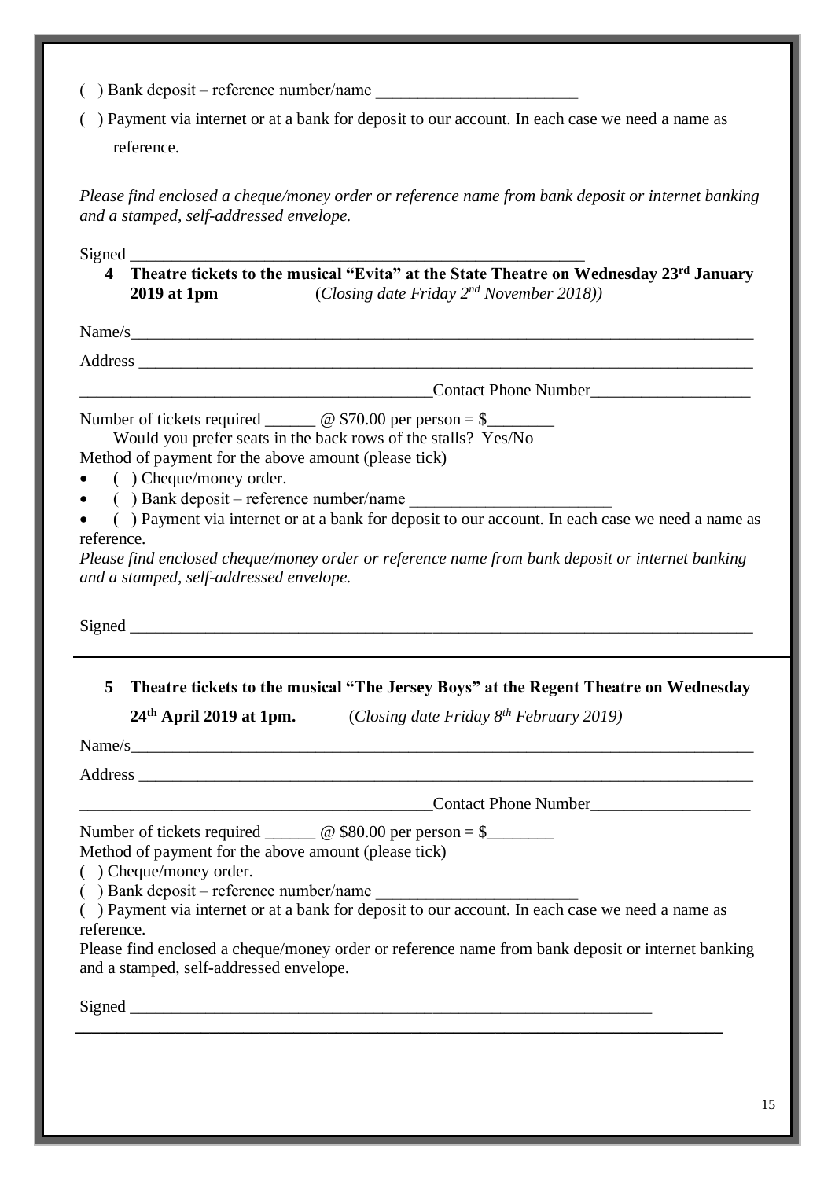( ) Bank deposit – reference number/name ________________________

( ) Payment via internet or at a bank for deposit to our account. In each case we need a name as reference.

*Please find enclosed a cheque/money order or reference name from bank deposit or internet banking and a stamped, self-addressed envelope.*

Signed ______________________________________________________

**4 Theatre tickets to the musical "Evita" at the State Theatre on Wednesday 23rd January 2019 at 1pm** (*Closing date Friday 2nd November 2018)*)

Name/s___________________________________________________________________________

Address __________________________________________________________________________

__________________________________________Contact Phone Number___________________

Number of tickets required ______ @ $70.00 per person = $________

Would you prefer seats in the back rows of the stalls? Yes/No

Method of payment for the above amount (please tick)

- ( ) Cheque/money order.
- ( ) Bank deposit – reference number/name ________________________
- ( ) Payment via internet or at a bank for deposit to our account. In each case we need a name as reference.

*Please find enclosed cheque/money order or reference name from bank deposit or internet banking and a stamped, self-addressed envelope.*

Signed ___________________________________________________________________________

**5 Theatre tickets to the musical "The Jersey Boys" at the Regent Theatre on Wednesday 24th April 2019 at 1pm.** (*Closing date Friday 8th February 2019)*

Name/s___________________________________________________________________________

Address __________________________________________________________________________

__________________________________________Contact Phone Number___________________

Number of tickets required ______ @ $80.00 per person = $________

Method of payment for the above amount (please tick)

( ) Cheque/money order.

( ) Bank deposit – reference number/name ________________________

( ) Payment via internet or at a bank for deposit to our account. In each case we need a name as reference.

Please find enclosed a cheque/money order or reference name from bank deposit or internet banking and a stamped, self-addressed envelope.

Signed ________________________________________________________________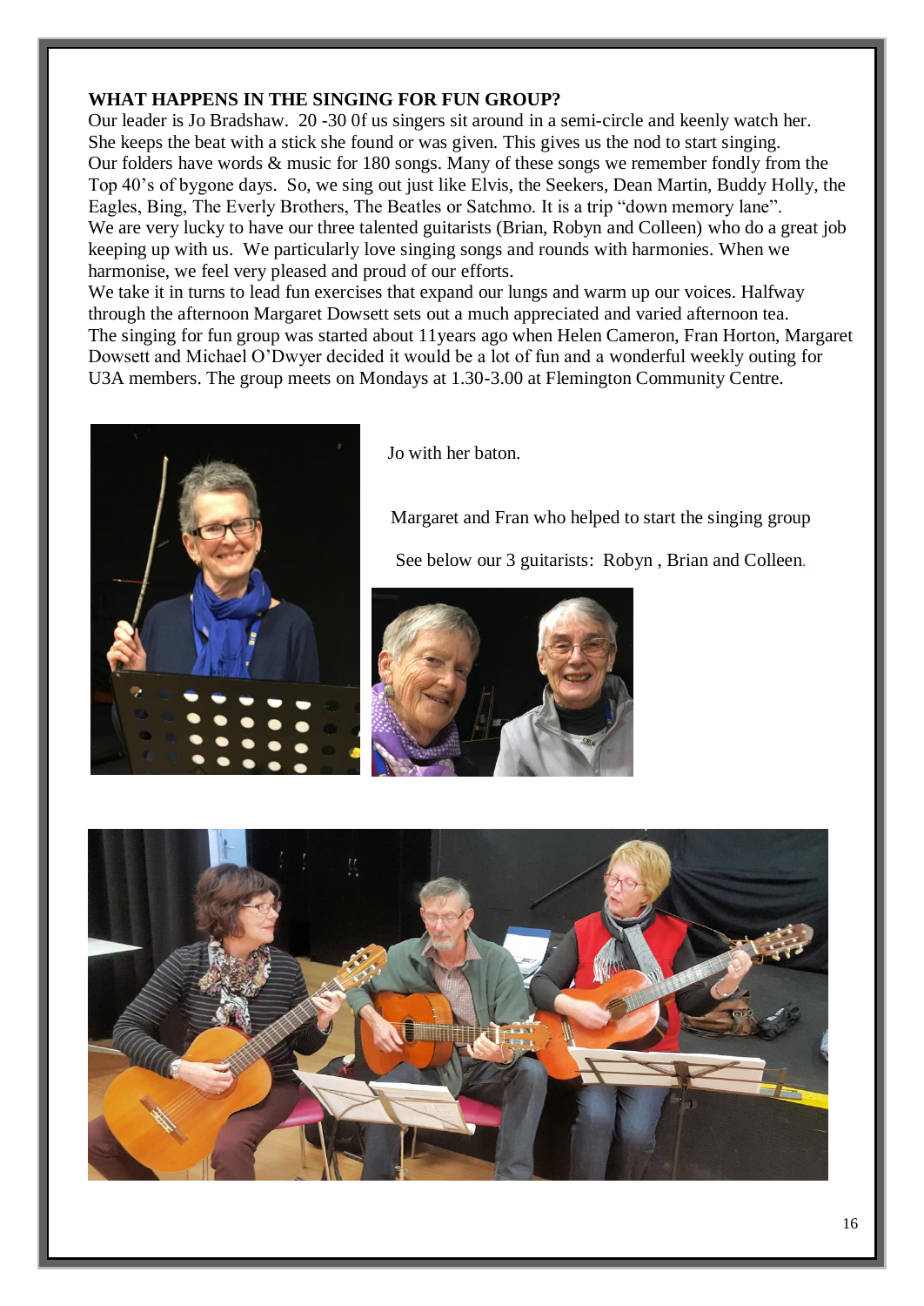**WHAT HAPPENS IN THE SINGING FOR FUN GROUP?**

Our leader is Jo Bradshaw. 20 -30 0f us singers sit around in a semi-circle and keenly watch her. She keeps the beat with a stick she found or was given. This gives us the nod to start singing. Our folders have words & music for 180 songs. Many of these songs we remember fondly from the Top 40's of bygone days. So, we sing out just like Elvis, the Seekers, Dean Martin, Buddy Holly, the Eagles, Bing, The Everly Brothers, The Beatles or Satchmo. It is a trip "down memory lane". We are very lucky to have our three talented guitarists (Brian, Robyn and Colleen) who do a great job keeping up with us. We particularly love singing songs and rounds with harmonies. When we harmonise, we feel very pleased and proud of our efforts.

We take it in turns to lead fun exercises that expand our lungs and warm up our voices. Halfway through the afternoon Margaret Dowsett sets out a much appreciated and varied afternoon tea. The singing for fun group was started about 11years ago when Helen Cameron, Fran Horton, Margaret Dowsett and Michael O'Dwyer decided it would be a lot of fun and a wonderful weekly outing for U3A members. The group meets on Mondays at 1.30-3.00 at Flemington Community Centre.

Jo with her baton.

Margaret and Fran who helped to start the singing group

See below our 3 guitarists: Robyn , Brian and Colleen.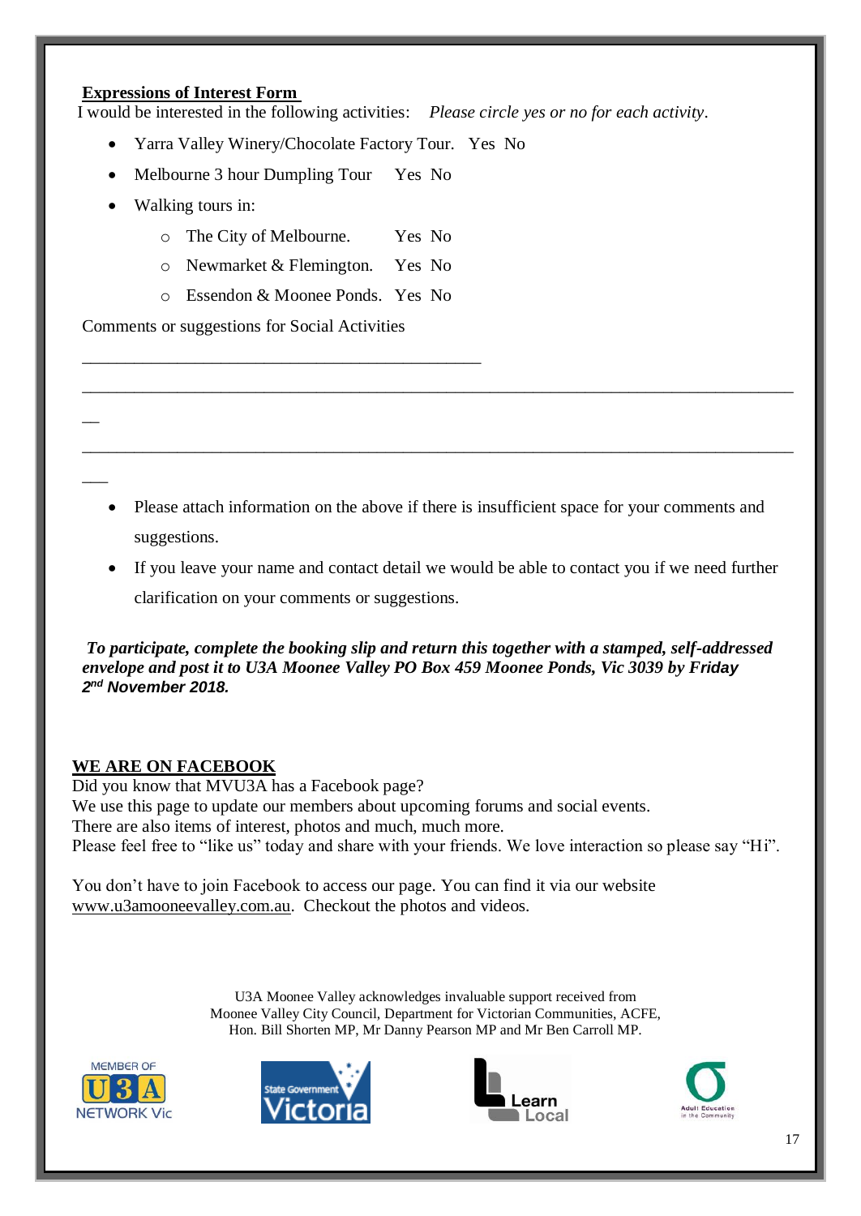**Expressions of Interest Form**

I would be interested in the following activities: *Please circle yes or no for each activity*.

- Yarra Valley Winery/Chocolate Factory Tour. Yes No
- Melbourne 3 hour Dumpling Tour Yes No
- Walking tours in:
  - The City of Melbourne. Yes No
  - Newmarket & Flemington. Yes No
  - Essendon & Moonee Ponds. Yes No

Comments or suggestions for Social Activities

_______________________________________________

_________________________________________________________________________________

_________________________________________________________________________________

- Please attach information on the above if there is insufficient space for your comments and suggestions.
- If you leave your name and contact detail we would be able to contact you if we need further clarification on your comments or suggestions.

***To participate, complete the booking slip and return this together with a stamped, self-addressed envelope and post it to U3A Moonee Valley PO Box 459 Moonee Ponds, Vic 3039 by Friday 2nd November 2018.***

**WE ARE ON FACEBOOK**

Did you know that MVU3A has a Facebook page?
We use this page to update our members about upcoming forums and social events.
There are also items of interest, photos and much, much more.
Please feel free to "like us" today and share with your friends. We love interaction so please say "Hi".

You don't have to join Facebook to access our page. You can find it via our website www.u3amooneevalley.com.au. Checkout the photos and videos.

U3A Moonee Valley acknowledges invaluable support received from Moonee Valley City Council, Department for Victorian Communities, ACFE, Hon. Bill Shorten MP, Mr Danny Pearson MP and Mr Ben Carroll MP.

MEMBER OF U3A NETWORK Vic

State Government Victoria

Learn Local

Adult Education in the Community